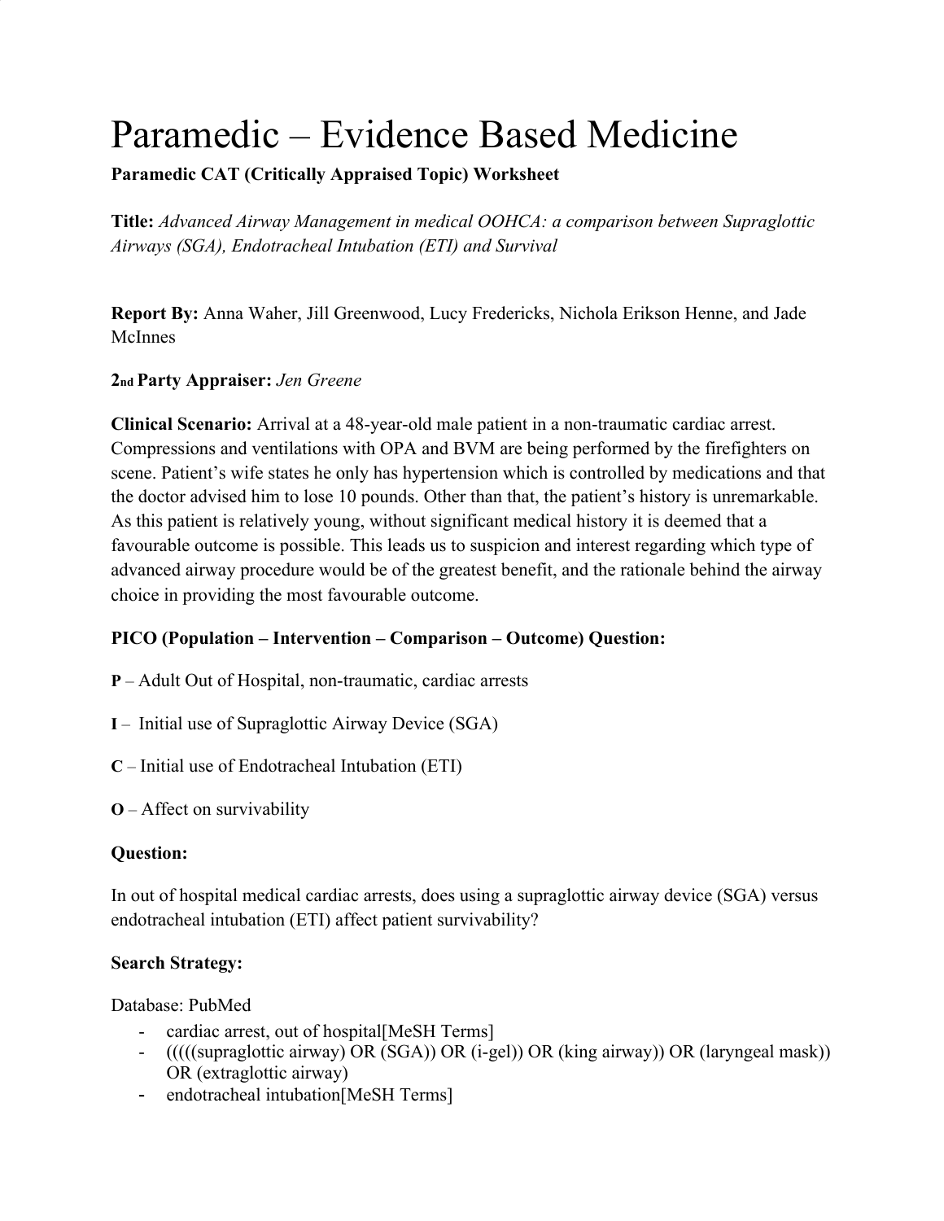# Paramedic – Evidence Based Medicine

**Paramedic CAT (Critically Appraised Topic) Worksheet**

**Title:** *Advanced Airway Management in medical OOHCA: a comparison between Supraglottic Airways (SGA), Endotracheal Intubation (ETI) and Survival*

**Report By:** Anna Waher, Jill Greenwood, Lucy Fredericks, Nichola Erikson Henne, and Jade McInnes

**2nd Party Appraiser:** *Jen Greene*

**Clinical Scenario:** Arrival at a 48-year-old male patient in a non-traumatic cardiac arrest. Compressions and ventilations with OPA and BVM are being performed by the firefighters on scene. Patient's wife states he only has hypertension which is controlled by medications and that the doctor advised him to lose 10 pounds. Other than that, the patient's history is unremarkable. As this patient is relatively young, without significant medical history it is deemed that a favourable outcome is possible. This leads us to suspicion and interest regarding which type of advanced airway procedure would be of the greatest benefit, and the rationale behind the airway choice in providing the most favourable outcome.

**PICO (Population – Intervention – Comparison – Outcome) Question:**

**P** – Adult Out of Hospital, non-traumatic, cardiac arrests

**I** – Initial use of Supraglottic Airway Device (SGA)

**C** – Initial use of Endotracheal Intubation (ETI)

**O** – Affect on survivability

**Question:**

In out of hospital medical cardiac arrests, does using a supraglottic airway device (SGA) versus endotracheal intubation (ETI) affect patient survivability?

**Search Strategy:**

Database: PubMed

- cardiac arrest, out of hospital[MeSH Terms]
- (((((supraglottic airway) OR (SGA)) OR (i-gel)) OR (king airway)) OR (laryngeal mask)) OR (extraglottic airway)
- endotracheal intubation[MeSH Terms]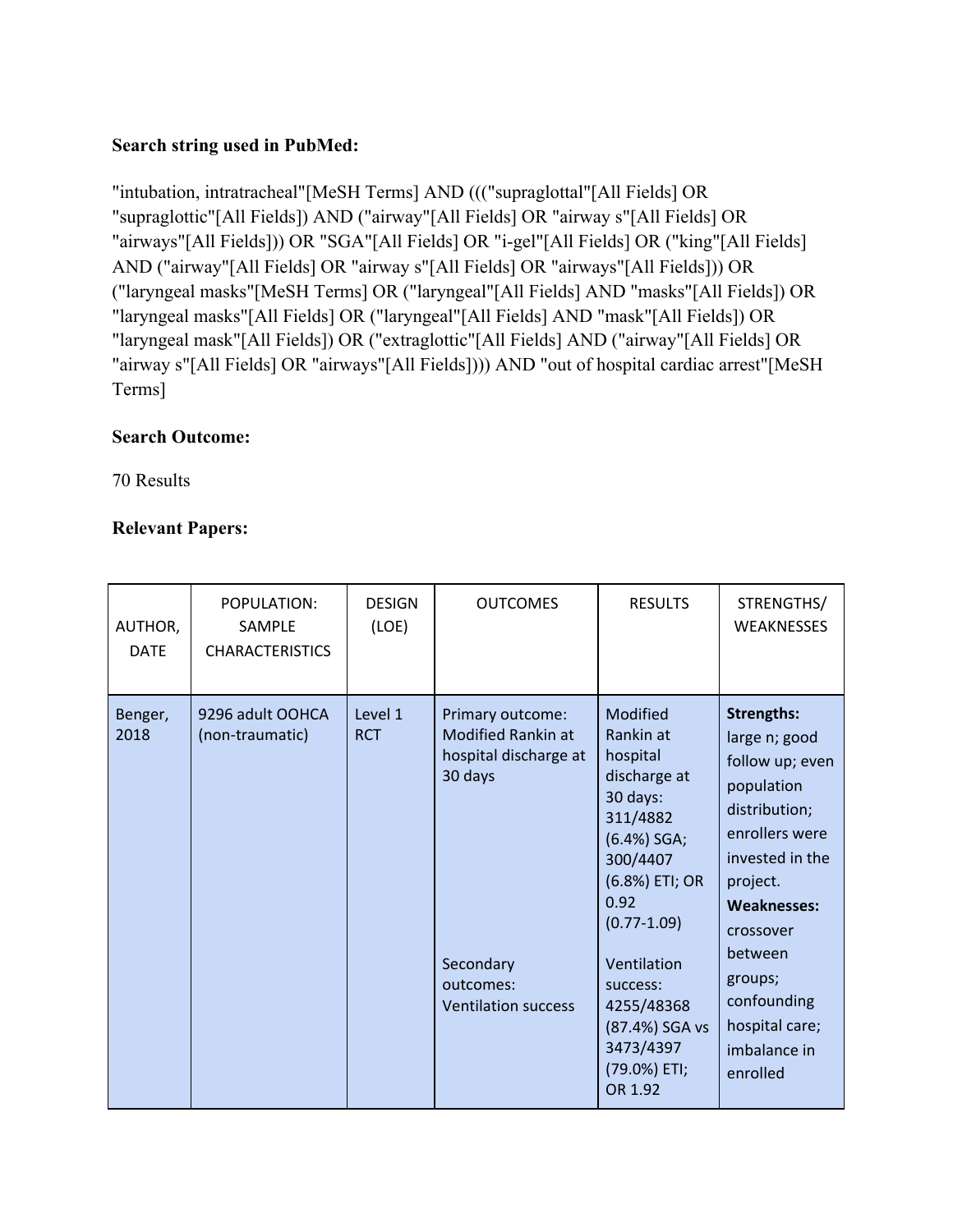**Search string used in PubMed:**

"intubation, intratracheal"[MeSH Terms] AND ((("supraglottal"[All Fields] OR "supraglottic"[All Fields]) AND ("airway"[All Fields] OR "airway s"[All Fields] OR "airways"[All Fields])) OR "SGA"[All Fields] OR "i-gel"[All Fields] OR ("king"[All Fields] AND ("airway"[All Fields] OR "airway s"[All Fields] OR "airways"[All Fields])) OR ("laryngeal masks"[MeSH Terms] OR ("laryngeal"[All Fields] AND "masks"[All Fields]) OR "laryngeal masks"[All Fields] OR ("laryngeal"[All Fields] AND "mask"[All Fields]) OR "laryngeal mask"[All Fields]) OR ("extraglottic"[All Fields] AND ("airway"[All Fields] OR "airway s"[All Fields] OR "airways"[All Fields]))) AND "out of hospital cardiac arrest"[MeSH Terms]

**Search Outcome:**

70 Results

**Relevant Papers:**

| AUTHOR, DATE | POPULATION: SAMPLE CHARACTERISTICS | DESIGN (LOE) | OUTCOMES | RESULTS | STRENGTHS/ WEAKNESSES |
|---|---|---|---|---|---|
| Benger, 2018 | 9296 adult OOHCA (non-traumatic) | Level 1 RCT | Primary outcome: Modified Rankin at hospital discharge at 30 days<br><br>Secondary outcomes: Ventilation success | Modified Rankin at hospital discharge at 30 days: 311/4882 (6.4%) SGA; 300/4407 (6.8%) ETI; OR 0.92 (0.77-1.09)<br><br>Ventilation success: 4255/48368 (87.4%) SGA vs 3473/4397 (79.0%) ETI; OR 1.92 | **Strengths:** large n; good follow up; even population distribution; enrollers were invested in the project. **Weaknesses:** crossover between groups; confounding hospital care; imbalance in enrolled |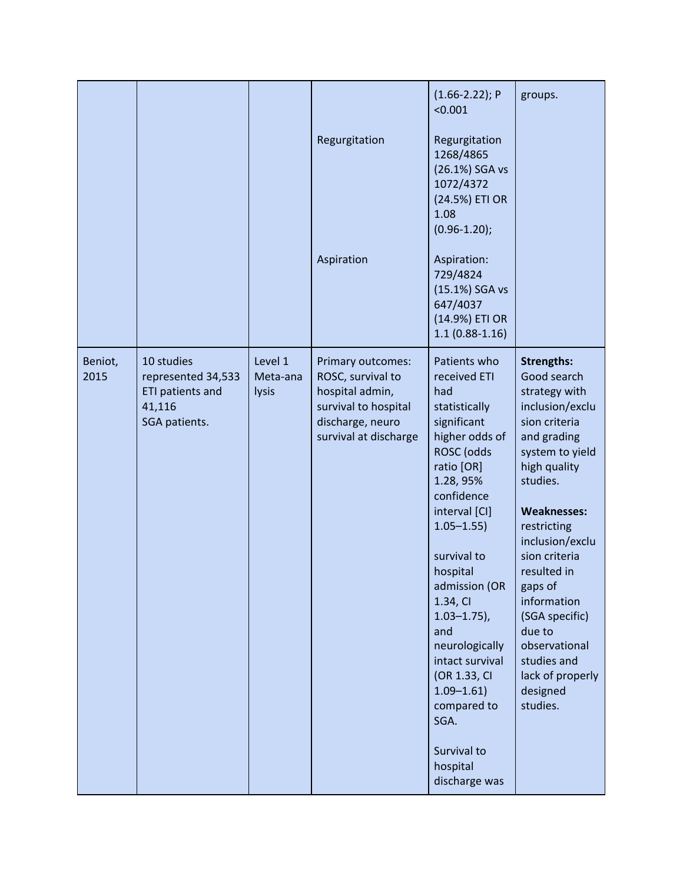| | | | | | |
|---|---|---|---|---|---|
| | | | Regurgitation<br><br>Aspiration | (1.66-2.22); P <0.001<br><br>Regurgitation 1268/4865 (26.1%) SGA vs 1072/4372 (24.5%) ETI OR 1.08 (0.96-1.20);<br><br>Aspiration: 729/4824 (15.1%) SGA vs 647/4037 (14.9%) ETI OR 1.1 (0.88-1.16) | groups. |
| Beniot, 2015 | 10 studies represented 34,533 ETI patients and 41,116 SGA patients. | Level 1 Meta-analysis | Primary outcomes: ROSC, survival to hospital admin, survival to hospital discharge, neuro survival at discharge | Patients who received ETI had statistically significant higher odds of ROSC (odds ratio [OR] 1.28, 95% confidence interval [CI] 1.05–1.55)<br><br>survival to hospital admission (OR 1.34, CI 1.03–1.75), and neurologically intact survival (OR 1.33, CI 1.09–1.61) compared to SGA.<br><br>Survival to hospital discharge was | **Strengths:** Good search strategy with inclusion/exclusion criteria and grading system to yield high quality studies.<br><br>**Weaknesses:** restricting inclusion/exclusion criteria resulted in gaps of information (SGA specific) due to observational studies and lack of properly designed studies. |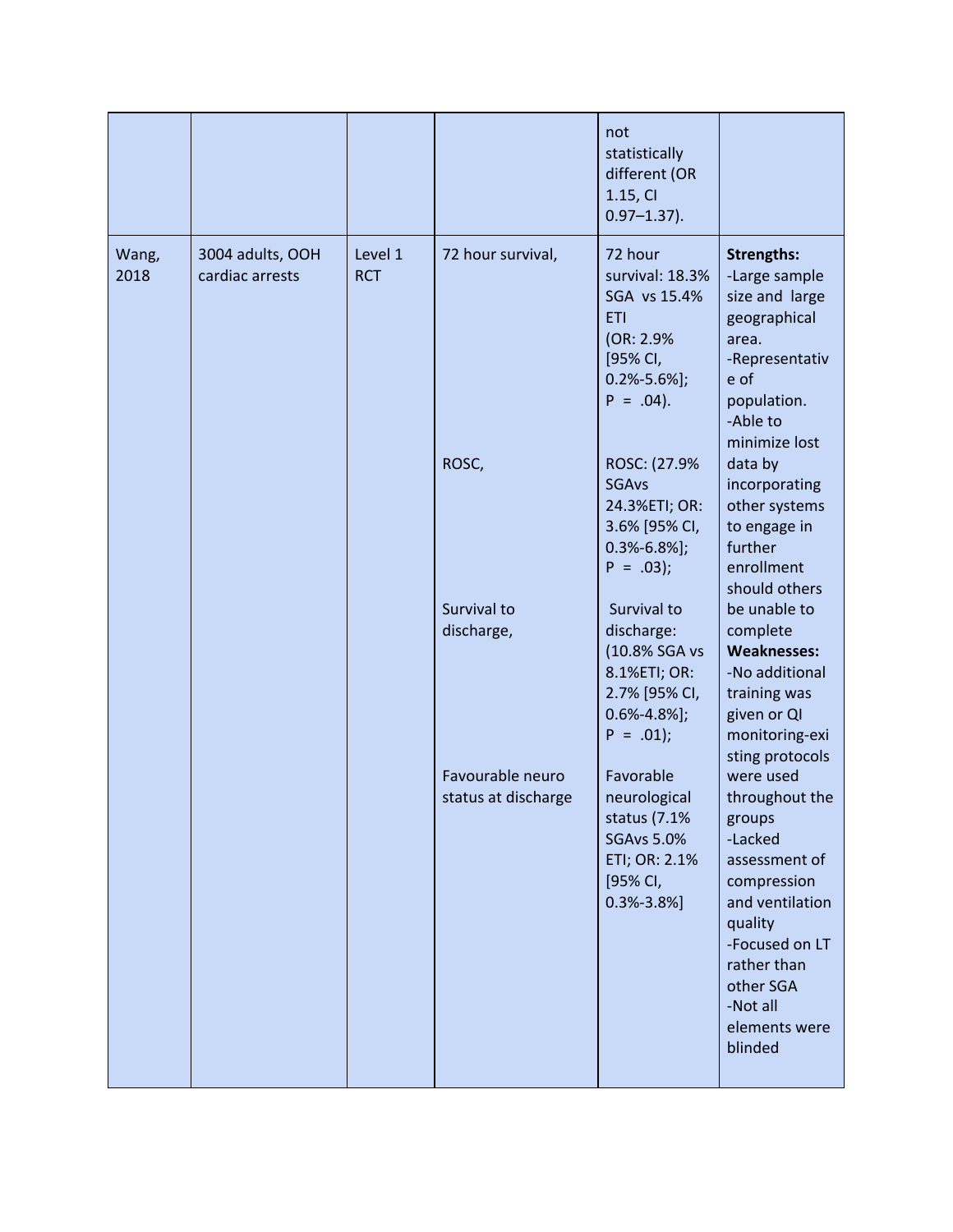| | | | | | |
|---|---|---|---|---|---|
| | | | | not statistically different (OR 1.15, CI 0.97–1.37). | |
| Wang, 2018 | 3004 adults, OOH cardiac arrests | Level 1 RCT | 72 hour survival,<br><br>ROSC,<br><br>Survival to discharge,<br><br>Favourable neuro status at discharge | 72 hour survival: 18.3% SGA vs 15.4% ETI (OR: 2.9% [95% CI, 0.2%-5.6%]; P = .04).<br><br>ROSC: (27.9% SGAvs 24.3%ETI; OR: 3.6% [95% CI, 0.3%-6.8%]; P = .03);<br><br>Survival to discharge: (10.8% SGA vs 8.1%ETI; OR: 2.7% [95% CI, 0.6%-4.8%]; P = .01);<br><br>Favorable neurological status (7.1% SGAvs 5.0% ETI; OR: 2.1% [95% CI, 0.3%-3.8%] | **Strengths:**<br>-Large sample size and large geographical area.<br>-Representative of population.<br>-Able to minimize lost data by incorporating other systems to engage in further enrollment should others be unable to complete<br>**Weaknesses:**<br>-No additional training was given or QI monitoring-existing protocols were used throughout the groups<br>-Lacked assessment of compression and ventilation quality<br>-Focused on LT rather than other SGA<br>-Not all elements were blinded |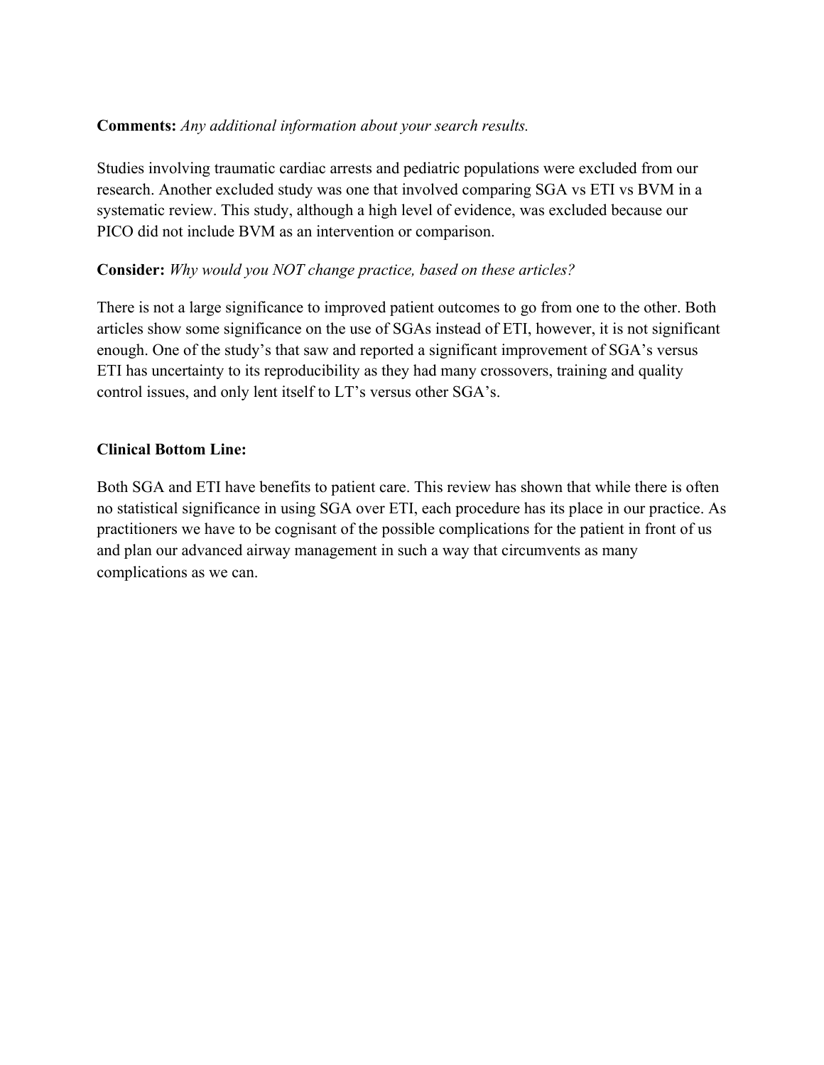**Comments:** *Any additional information about your search results.*

Studies involving traumatic cardiac arrests and pediatric populations were excluded from our research. Another excluded study was one that involved comparing SGA vs ETI vs BVM in a systematic review. This study, although a high level of evidence, was excluded because our PICO did not include BVM as an intervention or comparison.

**Consider:** *Why would you NOT change practice, based on these articles?*

There is not a large significance to improved patient outcomes to go from one to the other. Both articles show some significance on the use of SGAs instead of ETI, however, it is not significant enough. One of the study's that saw and reported a significant improvement of SGA's versus ETI has uncertainty to its reproducibility as they had many crossovers, training and quality control issues, and only lent itself to LT's versus other SGA's.

**Clinical Bottom Line:**

Both SGA and ETI have benefits to patient care. This review has shown that while there is often no statistical significance in using SGA over ETI, each procedure has its place in our practice. As practitioners we have to be cognisant of the possible complications for the patient in front of us and plan our advanced airway management in such a way that circumvents as many complications as we can.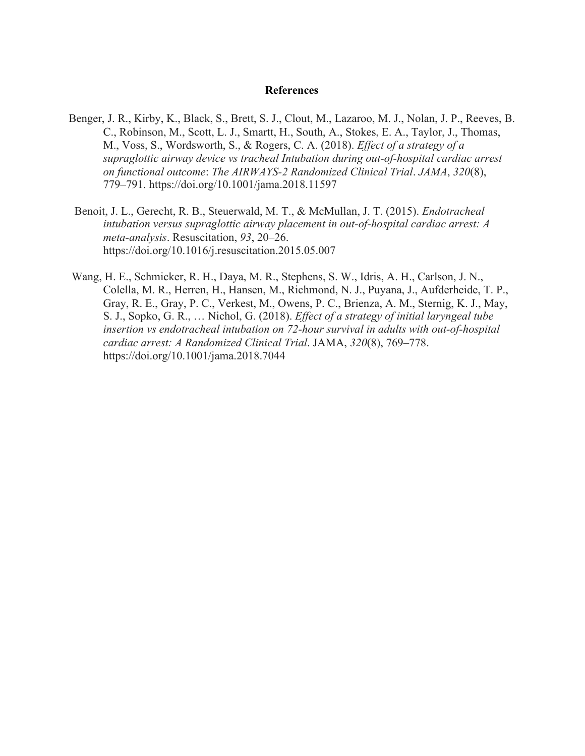# References

Benger, J. R., Kirby, K., Black, S., Brett, S. J., Clout, M., Lazaroo, M. J., Nolan, J. P., Reeves, B. C., Robinson, M., Scott, L. J., Smartt, H., South, A., Stokes, E. A., Taylor, J., Thomas, M., Voss, S., Wordsworth, S., & Rogers, C. A. (2018). *Effect of a strategy of a supraglottic airway device vs tracheal Intubation during out-of-hospital cardiac arrest on functional outcome*: *The AIRWAYS-2 Randomized Clinical Trial*. *JAMA*, *320*(8), 779–791. https://doi.org/10.1001/jama.2018.11597

Benoit, J. L., Gerecht, R. B., Steuerwald, M. T., & McMullan, J. T. (2015). *Endotracheal intubation versus supraglottic airway placement in out-of-hospital cardiac arrest: A meta-analysis*. Resuscitation, *93*, 20–26. https://doi.org/10.1016/j.resuscitation.2015.05.007

Wang, H. E., Schmicker, R. H., Daya, M. R., Stephens, S. W., Idris, A. H., Carlson, J. N., Colella, M. R., Herren, H., Hansen, M., Richmond, N. J., Puyana, J., Aufderheide, T. P., Gray, R. E., Gray, P. C., Verkest, M., Owens, P. C., Brienza, A. M., Sternig, K. J., May, S. J., Sopko, G. R., … Nichol, G. (2018). *Effect of a strategy of initial laryngeal tube insertion vs endotracheal intubation on 72-hour survival in adults with out-of-hospital cardiac arrest: A Randomized Clinical Trial*. JAMA, *320*(8), 769–778. https://doi.org/10.1001/jama.2018.7044